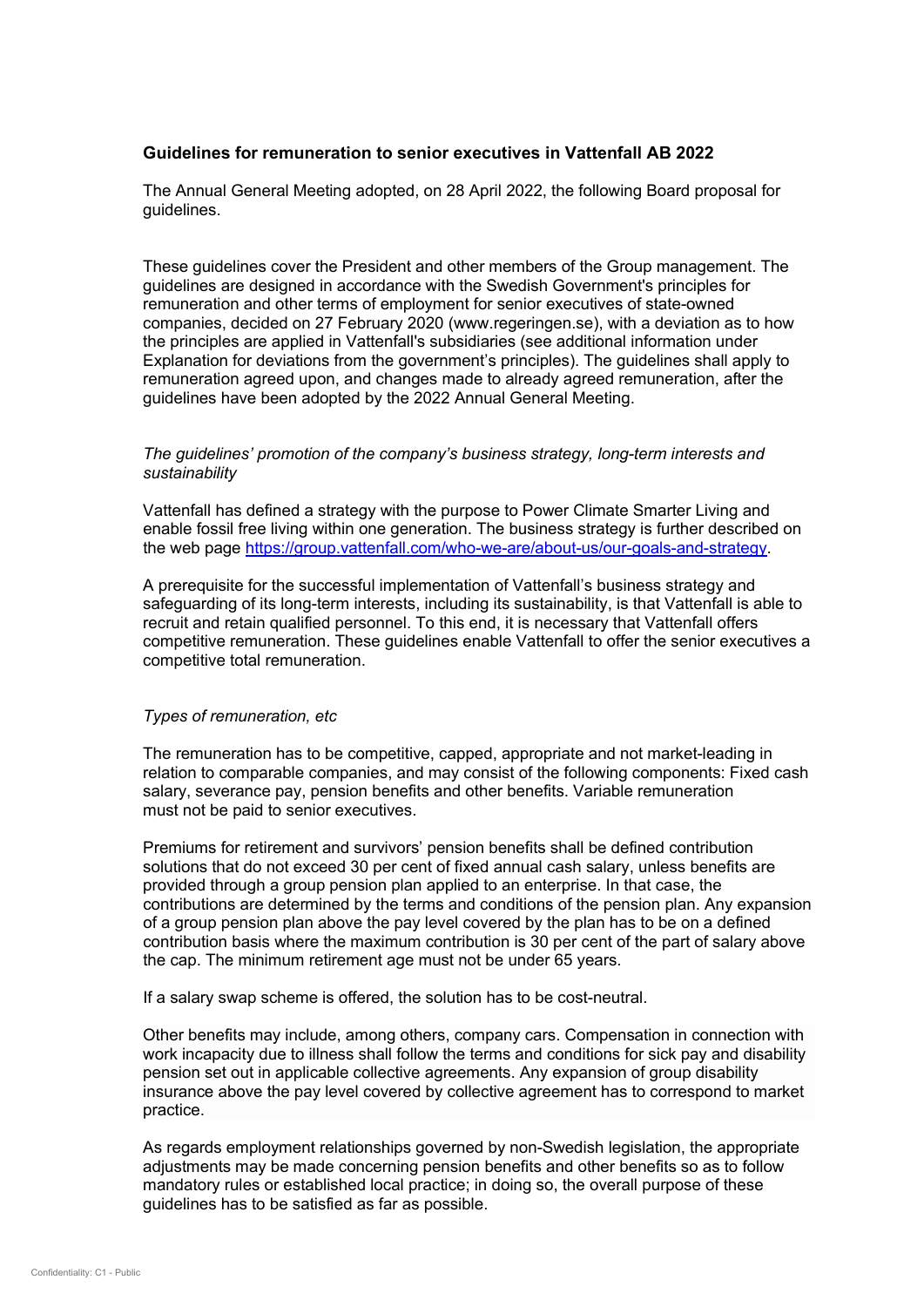## Guidelines for remuneration to senior executives in Vattenfall AB 2022

The Annual General Meeting adopted, on 28 April 2022, the following Board proposal for guidelines.

These guidelines cover the President and other members of the Group management. The guidelines are designed in accordance with the Swedish Government's principles for remuneration and other terms of employment for senior executives of state-owned companies, decided on 27 February 2020 (www.regeringen.se), with a deviation as to how the principles are applied in Vattenfall's subsidiaries (see additional information under Explanation for deviations from the government's principles). The guidelines shall apply to remuneration agreed upon, and changes made to already agreed remuneration, after the guidelines have been adopted by the 2022 Annual General Meeting.

*The guidelines' promotion of the company's business strategy, long-term interests and sustainability*

Vattenfall has defined a strategy with the purpose to Power Climate Smarter Living and enable fossil free living within one generation. The business strategy is further described on the web page [https://group.vattenfall.com/who-we-are/about-us/our-goals-and-strategy](https://group.vattenfall.com/who-we-are/about-us/our-goals-and-strategy).

A prerequisite for the successful implementation of Vattenfall's business strategy and safeguarding of its long-term interests, including its sustainability, is that Vattenfall is able to recruit and retain qualified personnel. To this end, it is necessary that Vattenfall offers competitive remuneration. These guidelines enable Vattenfall to offer the senior executives a competitive total remuneration.

*Types of remuneration, etc*

The remuneration has to be competitive, capped, appropriate and not market-leading in relation to comparable companies, and may consist of the following components: Fixed cash salary, severance pay, pension benefits and other benefits. Variable remuneration must not be paid to senior executives.

Premiums for retirement and survivors' pension benefits shall be defined contribution solutions that do not exceed 30 per cent of fixed annual cash salary, unless benefits are provided through a group pension plan applied to an enterprise. In that case, the contributions are determined by the terms and conditions of the pension plan. Any expansion of a group pension plan above the pay level covered by the plan has to be on a defined contribution basis where the maximum contribution is 30 per cent of the part of salary above the cap. The minimum retirement age must not be under 65 years.

If a salary swap scheme is offered, the solution has to be cost-neutral.

Other benefits may include, among others, company cars. Compensation in connection with work incapacity due to illness shall follow the terms and conditions for sick pay and disability pension set out in applicable collective agreements. Any expansion of group disability insurance above the pay level covered by collective agreement has to correspond to market practice.

As regards employment relationships governed by non-Swedish legislation, the appropriate adjustments may be made concerning pension benefits and other benefits so as to follow mandatory rules or established local practice; in doing so, the overall purpose of these guidelines has to be satisfied as far as possible.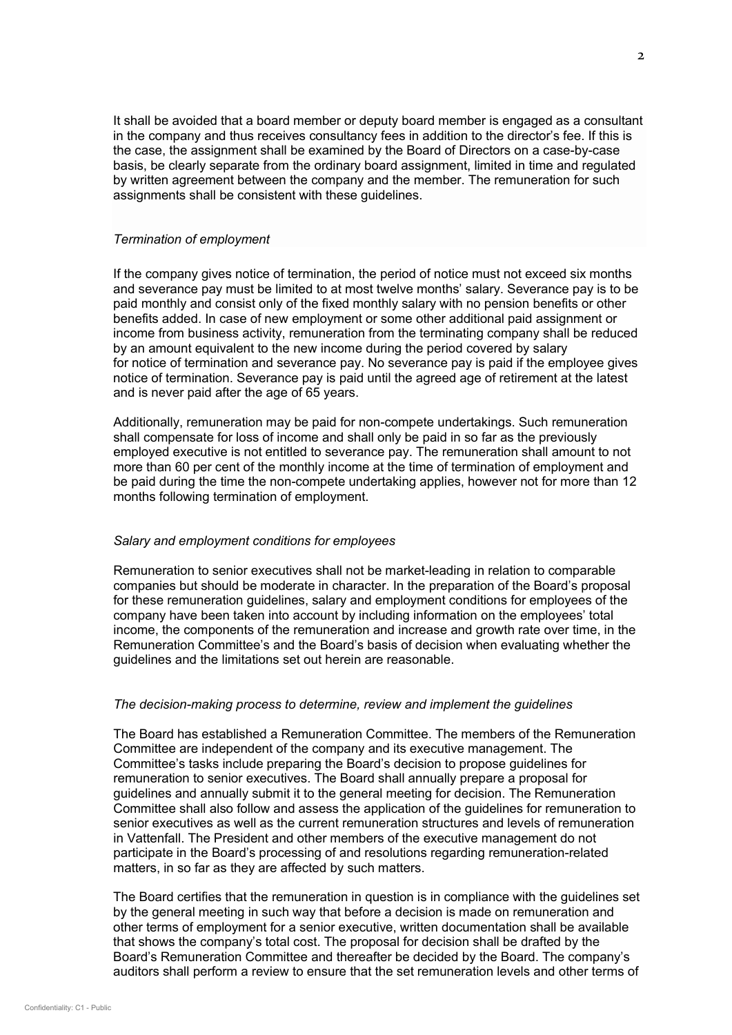It shall be avoided that a board member or deputy board member is engaged as a consultant in the company and thus receives consultancy fees in addition to the director's fee. If this is the case, the assignment shall be examined by the Board of Directors on a case-by-case basis, be clearly separate from the ordinary board assignment, limited in time and regulated by written agreement between the company and the member. The remuneration for such assignments shall be consistent with these guidelines.

*Termination of employment*

If the company gives notice of termination, the period of notice must not exceed six months and severance pay must be limited to at most twelve months' salary. Severance pay is to be paid monthly and consist only of the fixed monthly salary with no pension benefits or other benefits added. In case of new employment or some other additional paid assignment or income from business activity, remuneration from the terminating company shall be reduced by an amount equivalent to the new income during the period covered by salary for notice of termination and severance pay. No severance pay is paid if the employee gives notice of termination. Severance pay is paid until the agreed age of retirement at the latest and is never paid after the age of 65 years.

Additionally, remuneration may be paid for non-compete undertakings. Such remuneration shall compensate for loss of income and shall only be paid in so far as the previously employed executive is not entitled to severance pay. The remuneration shall amount to not more than 60 per cent of the monthly income at the time of termination of employment and be paid during the time the non-compete undertaking applies, however not for more than 12 months following termination of employment.

*Salary and employment conditions for employees*

Remuneration to senior executives shall not be market-leading in relation to comparable companies but should be moderate in character. In the preparation of the Board's proposal for these remuneration guidelines, salary and employment conditions for employees of the company have been taken into account by including information on the employees' total income, the components of the remuneration and increase and growth rate over time, in the Remuneration Committee's and the Board's basis of decision when evaluating whether the guidelines and the limitations set out herein are reasonable.

*The decision-making process to determine, review and implement the guidelines*

The Board has established a Remuneration Committee. The members of the Remuneration Committee are independent of the company and its executive management. The Committee's tasks include preparing the Board's decision to propose guidelines for remuneration to senior executives. The Board shall annually prepare a proposal for guidelines and annually submit it to the general meeting for decision. The Remuneration Committee shall also follow and assess the application of the guidelines for remuneration to senior executives as well as the current remuneration structures and levels of remuneration in Vattenfall. The President and other members of the executive management do not participate in the Board's processing of and resolutions regarding remuneration-related matters, in so far as they are affected by such matters.

The Board certifies that the remuneration in question is in compliance with the guidelines set by the general meeting in such way that before a decision is made on remuneration and other terms of employment for a senior executive, written documentation shall be available that shows the company's total cost. The proposal for decision shall be drafted by the Board's Remuneration Committee and thereafter be decided by the Board. The company's auditors shall perform a review to ensure that the set remuneration levels and other terms of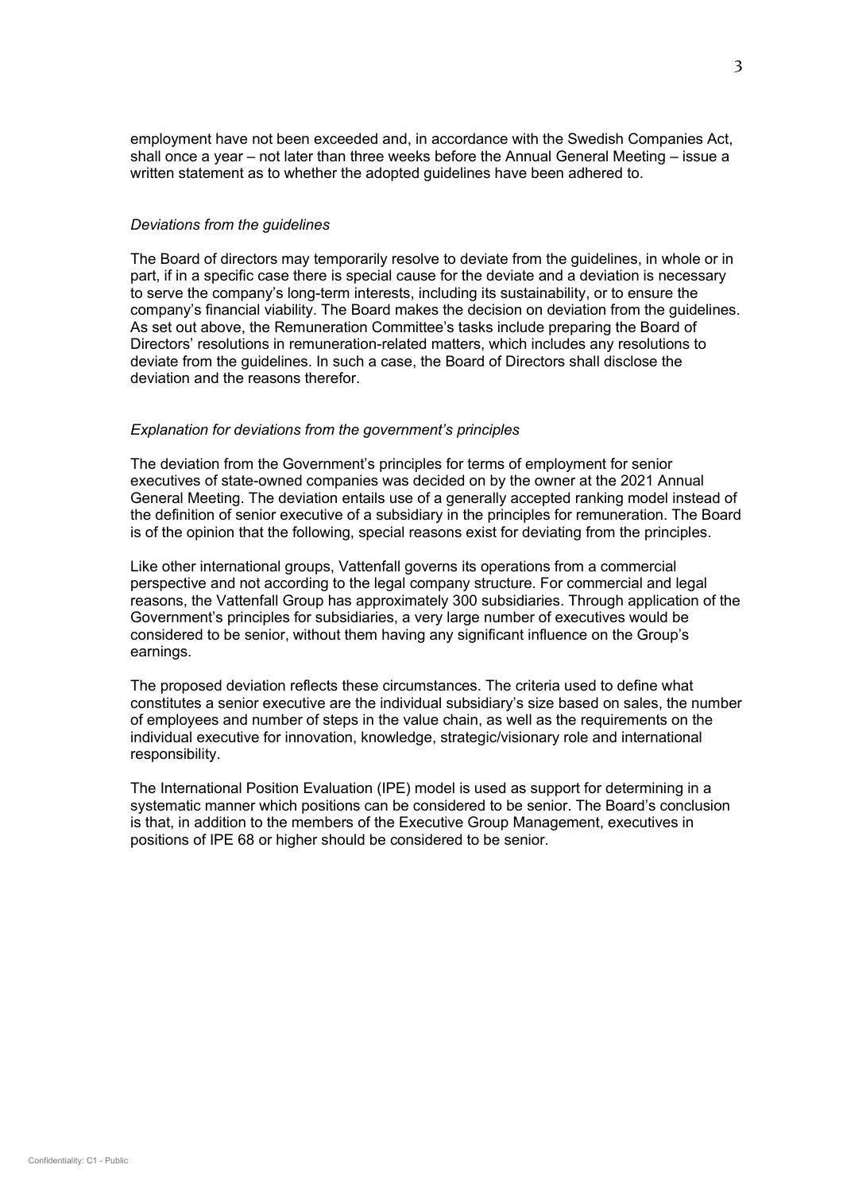employment have not been exceeded and, in accordance with the Swedish Companies Act, shall once a year – not later than three weeks before the Annual General Meeting – issue a written statement as to whether the adopted guidelines have been adhered to.

*Deviations from the guidelines*

The Board of directors may temporarily resolve to deviate from the guidelines, in whole or in part, if in a specific case there is special cause for the deviate and a deviation is necessary to serve the company's long-term interests, including its sustainability, or to ensure the company's financial viability. The Board makes the decision on deviation from the guidelines. As set out above, the Remuneration Committee's tasks include preparing the Board of Directors' resolutions in remuneration-related matters, which includes any resolutions to deviate from the guidelines. In such a case, the Board of Directors shall disclose the deviation and the reasons therefor.

*Explanation for deviations from the government's principles*

The deviation from the Government's principles for terms of employment for senior executives of state-owned companies was decided on by the owner at the 2021 Annual General Meeting. The deviation entails use of a generally accepted ranking model instead of the definition of senior executive of a subsidiary in the principles for remuneration. The Board is of the opinion that the following, special reasons exist for deviating from the principles.

Like other international groups, Vattenfall governs its operations from a commercial perspective and not according to the legal company structure. For commercial and legal reasons, the Vattenfall Group has approximately 300 subsidiaries. Through application of the Government's principles for subsidiaries, a very large number of executives would be considered to be senior, without them having any significant influence on the Group's earnings.

The proposed deviation reflects these circumstances. The criteria used to define what constitutes a senior executive are the individual subsidiary's size based on sales, the number of employees and number of steps in the value chain, as well as the requirements on the individual executive for innovation, knowledge, strategic/visionary role and international responsibility.

The International Position Evaluation (IPE) model is used as support for determining in a systematic manner which positions can be considered to be senior. The Board's conclusion is that, in addition to the members of the Executive Group Management, executives in positions of IPE 68 or higher should be considered to be senior.